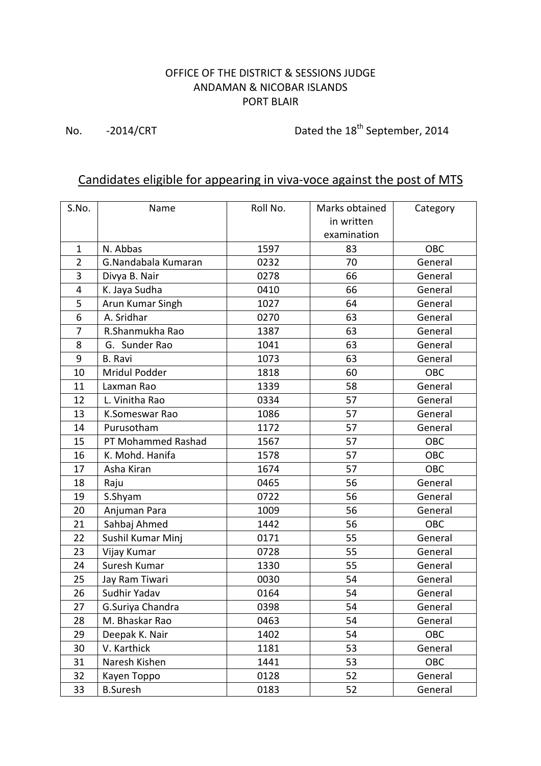OFFICE OF THE DISTRICT & SESSIONS JUDGE
ANDAMAN & NICOBAR ISLANDS
PORT BLAIR

No. -2014/CRT Dated the 18th September, 2014

## Candidates eligible for appearing in viva-voce against the post of MTS

| S.No. | Name | Roll No. | Marks obtained in written examination | Category |
|---|---|---|---|---|
| 1 | N. Abbas | 1597 | 83 | OBC |
| 2 | G.Nandabala Kumaran | 0232 | 70 | General |
| 3 | Divya B. Nair | 0278 | 66 | General |
| 4 | K. Jaya Sudha | 0410 | 66 | General |
| 5 | Arun Kumar Singh | 1027 | 64 | General |
| 6 | A. Sridhar | 0270 | 63 | General |
| 7 | R.Shanmukha Rao | 1387 | 63 | General |
| 8 | G. Sunder Rao | 1041 | 63 | General |
| 9 | B. Ravi | 1073 | 63 | General |
| 10 | Mridul Podder | 1818 | 60 | OBC |
| 11 | Laxman Rao | 1339 | 58 | General |
| 12 | L. Vinitha Rao | 0334 | 57 | General |
| 13 | K.Someswar Rao | 1086 | 57 | General |
| 14 | Purusotham | 1172 | 57 | General |
| 15 | PT Mohammed Rashad | 1567 | 57 | OBC |
| 16 | K. Mohd. Hanifa | 1578 | 57 | OBC |
| 17 | Asha Kiran | 1674 | 57 | OBC |
| 18 | Raju | 0465 | 56 | General |
| 19 | S.Shyam | 0722 | 56 | General |
| 20 | Anjuman Para | 1009 | 56 | General |
| 21 | Sahbaj Ahmed | 1442 | 56 | OBC |
| 22 | Sushil Kumar Minj | 0171 | 55 | General |
| 23 | Vijay Kumar | 0728 | 55 | General |
| 24 | Suresh Kumar | 1330 | 55 | General |
| 25 | Jay Ram Tiwari | 0030 | 54 | General |
| 26 | Sudhir Yadav | 0164 | 54 | General |
| 27 | G.Suriya Chandra | 0398 | 54 | General |
| 28 | M. Bhaskar Rao | 0463 | 54 | General |
| 29 | Deepak K. Nair | 1402 | 54 | OBC |
| 30 | V. Karthick | 1181 | 53 | General |
| 31 | Naresh Kishen | 1441 | 53 | OBC |
| 32 | Kayen Toppo | 0128 | 52 | General |
| 33 | B.Suresh | 0183 | 52 | General |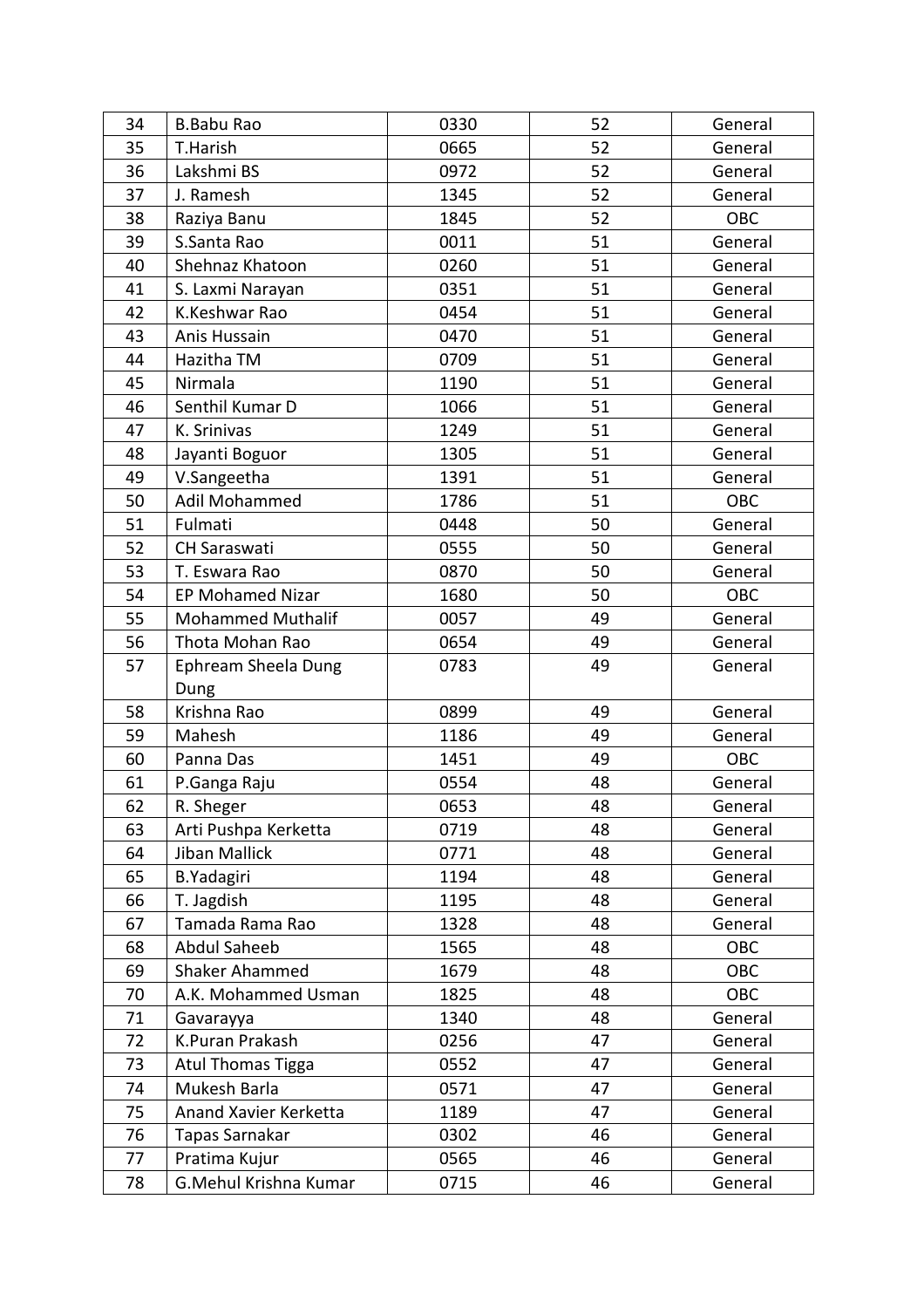| 34 | B.Babu Rao | 0330 | 52 | General |
|---|---|---|---|---|
| 35 | T.Harish | 0665 | 52 | General |
| 36 | Lakshmi BS | 0972 | 52 | General |
| 37 | J. Ramesh | 1345 | 52 | General |
| 38 | Raziya Banu | 1845 | 52 | OBC |
| 39 | S.Santa Rao | 0011 | 51 | General |
| 40 | Shehnaz Khatoon | 0260 | 51 | General |
| 41 | S. Laxmi Narayan | 0351 | 51 | General |
| 42 | K.Keshwar Rao | 0454 | 51 | General |
| 43 | Anis Hussain | 0470 | 51 | General |
| 44 | Hazitha TM | 0709 | 51 | General |
| 45 | Nirmala | 1190 | 51 | General |
| 46 | Senthil Kumar D | 1066 | 51 | General |
| 47 | K. Srinivas | 1249 | 51 | General |
| 48 | Jayanti Boguor | 1305 | 51 | General |
| 49 | V.Sangeetha | 1391 | 51 | General |
| 50 | Adil Mohammed | 1786 | 51 | OBC |
| 51 | Fulmati | 0448 | 50 | General |
| 52 | CH Saraswati | 0555 | 50 | General |
| 53 | T. Eswara Rao | 0870 | 50 | General |
| 54 | EP Mohamed Nizar | 1680 | 50 | OBC |
| 55 | Mohammed Muthalif | 0057 | 49 | General |
| 56 | Thota Mohan Rao | 0654 | 49 | General |
| 57 | Ephream Sheela Dung Dung | 0783 | 49 | General |
| 58 | Krishna Rao | 0899 | 49 | General |
| 59 | Mahesh | 1186 | 49 | General |
| 60 | Panna Das | 1451 | 49 | OBC |
| 61 | P.Ganga Raju | 0554 | 48 | General |
| 62 | R. Sheger | 0653 | 48 | General |
| 63 | Arti Pushpa Kerketta | 0719 | 48 | General |
| 64 | Jiban Mallick | 0771 | 48 | General |
| 65 | B.Yadagiri | 1194 | 48 | General |
| 66 | T. Jagdish | 1195 | 48 | General |
| 67 | Tamada Rama Rao | 1328 | 48 | General |
| 68 | Abdul Saheeb | 1565 | 48 | OBC |
| 69 | Shaker Ahammed | 1679 | 48 | OBC |
| 70 | A.K. Mohammed Usman | 1825 | 48 | OBC |
| 71 | Gavarayya | 1340 | 48 | General |
| 72 | K.Puran Prakash | 0256 | 47 | General |
| 73 | Atul Thomas Tigga | 0552 | 47 | General |
| 74 | Mukesh Barla | 0571 | 47 | General |
| 75 | Anand Xavier Kerketta | 1189 | 47 | General |
| 76 | Tapas Sarnakar | 0302 | 46 | General |
| 77 | Pratima Kujur | 0565 | 46 | General |
| 78 | G.Mehul Krishna Kumar | 0715 | 46 | General |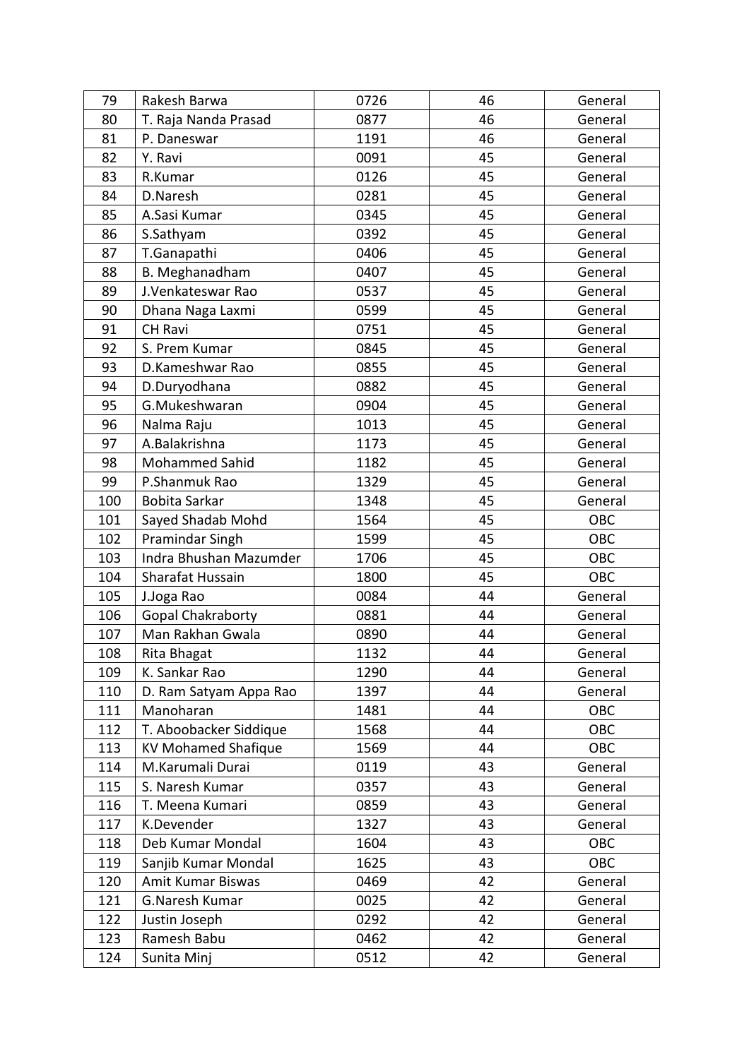| 79 | Rakesh Barwa | 0726 | 46 | General |
|---|---|---|---|---|
| 80 | T. Raja Nanda Prasad | 0877 | 46 | General |
| 81 | P. Daneswar | 1191 | 46 | General |
| 82 | Y. Ravi | 0091 | 45 | General |
| 83 | R.Kumar | 0126 | 45 | General |
| 84 | D.Naresh | 0281 | 45 | General |
| 85 | A.Sasi Kumar | 0345 | 45 | General |
| 86 | S.Sathyam | 0392 | 45 | General |
| 87 | T.Ganapathi | 0406 | 45 | General |
| 88 | B. Meghanadham | 0407 | 45 | General |
| 89 | J.Venkateswar Rao | 0537 | 45 | General |
| 90 | Dhana Naga Laxmi | 0599 | 45 | General |
| 91 | CH Ravi | 0751 | 45 | General |
| 92 | S. Prem Kumar | 0845 | 45 | General |
| 93 | D.Kameshwar Rao | 0855 | 45 | General |
| 94 | D.Duryodhana | 0882 | 45 | General |
| 95 | G.Mukeshwaran | 0904 | 45 | General |
| 96 | Nalma Raju | 1013 | 45 | General |
| 97 | A.Balakrishna | 1173 | 45 | General |
| 98 | Mohammed Sahid | 1182 | 45 | General |
| 99 | P.Shanmuk Rao | 1329 | 45 | General |
| 100 | Bobita Sarkar | 1348 | 45 | General |
| 101 | Sayed Shadab Mohd | 1564 | 45 | OBC |
| 102 | Pramindar Singh | 1599 | 45 | OBC |
| 103 | Indra Bhushan Mazumder | 1706 | 45 | OBC |
| 104 | Sharafat Hussain | 1800 | 45 | OBC |
| 105 | J.Joga Rao | 0084 | 44 | General |
| 106 | Gopal Chakraborty | 0881 | 44 | General |
| 107 | Man Rakhan Gwala | 0890 | 44 | General |
| 108 | Rita Bhagat | 1132 | 44 | General |
| 109 | K. Sankar Rao | 1290 | 44 | General |
| 110 | D. Ram Satyam Appa Rao | 1397 | 44 | General |
| 111 | Manoharan | 1481 | 44 | OBC |
| 112 | T. Aboobacker Siddique | 1568 | 44 | OBC |
| 113 | KV Mohamed Shafique | 1569 | 44 | OBC |
| 114 | M.Karumali Durai | 0119 | 43 | General |
| 115 | S. Naresh Kumar | 0357 | 43 | General |
| 116 | T. Meena Kumari | 0859 | 43 | General |
| 117 | K.Devender | 1327 | 43 | General |
| 118 | Deb Kumar Mondal | 1604 | 43 | OBC |
| 119 | Sanjib Kumar Mondal | 1625 | 43 | OBC |
| 120 | Amit Kumar Biswas | 0469 | 42 | General |
| 121 | G.Naresh Kumar | 0025 | 42 | General |
| 122 | Justin Joseph | 0292 | 42 | General |
| 123 | Ramesh Babu | 0462 | 42 | General |
| 124 | Sunita Minj | 0512 | 42 | General |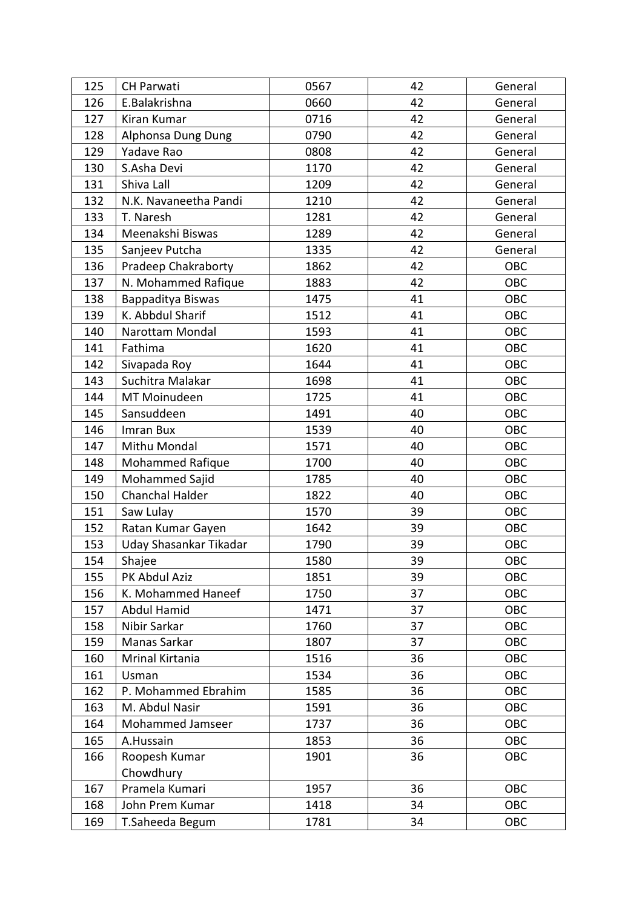| 125 | CH Parwati | 0567 | 42 | General |
|---|---|---|---|---|
| 126 | E.Balakrishna | 0660 | 42 | General |
| 127 | Kiran Kumar | 0716 | 42 | General |
| 128 | Alphonsa Dung Dung | 0790 | 42 | General |
| 129 | Yadave Rao | 0808 | 42 | General |
| 130 | S.Asha Devi | 1170 | 42 | General |
| 131 | Shiva Lall | 1209 | 42 | General |
| 132 | N.K. Navaneetha Pandi | 1210 | 42 | General |
| 133 | T. Naresh | 1281 | 42 | General |
| 134 | Meenakshi Biswas | 1289 | 42 | General |
| 135 | Sanjeev Putcha | 1335 | 42 | General |
| 136 | Pradeep Chakraborty | 1862 | 42 | OBC |
| 137 | N. Mohammed Rafique | 1883 | 42 | OBC |
| 138 | Bappaditya Biswas | 1475 | 41 | OBC |
| 139 | K. Abbdul Sharif | 1512 | 41 | OBC |
| 140 | Narottam Mondal | 1593 | 41 | OBC |
| 141 | Fathima | 1620 | 41 | OBC |
| 142 | Sivapada Roy | 1644 | 41 | OBC |
| 143 | Suchitra Malakar | 1698 | 41 | OBC |
| 144 | MT Moinudeen | 1725 | 41 | OBC |
| 145 | Sansuddeen | 1491 | 40 | OBC |
| 146 | Imran Bux | 1539 | 40 | OBC |
| 147 | Mithu Mondal | 1571 | 40 | OBC |
| 148 | Mohammed Rafique | 1700 | 40 | OBC |
| 149 | Mohammed Sajid | 1785 | 40 | OBC |
| 150 | Chanchal Halder | 1822 | 40 | OBC |
| 151 | Saw Lulay | 1570 | 39 | OBC |
| 152 | Ratan Kumar Gayen | 1642 | 39 | OBC |
| 153 | Uday Shasankar Tikadar | 1790 | 39 | OBC |
| 154 | Shajee | 1580 | 39 | OBC |
| 155 | PK Abdul Aziz | 1851 | 39 | OBC |
| 156 | K. Mohammed Haneef | 1750 | 37 | OBC |
| 157 | Abdul Hamid | 1471 | 37 | OBC |
| 158 | Nibir Sarkar | 1760 | 37 | OBC |
| 159 | Manas Sarkar | 1807 | 37 | OBC |
| 160 | Mrinal Kirtania | 1516 | 36 | OBC |
| 161 | Usman | 1534 | 36 | OBC |
| 162 | P. Mohammed Ebrahim | 1585 | 36 | OBC |
| 163 | M. Abdul Nasir | 1591 | 36 | OBC |
| 164 | Mohammed Jamseer | 1737 | 36 | OBC |
| 165 | A.Hussain | 1853 | 36 | OBC |
| 166 | Roopesh Kumar Chowdhury | 1901 | 36 | OBC |
| 167 | Pramela Kumari | 1957 | 36 | OBC |
| 168 | John Prem Kumar | 1418 | 34 | OBC |
| 169 | T.Saheeda Begum | 1781 | 34 | OBC |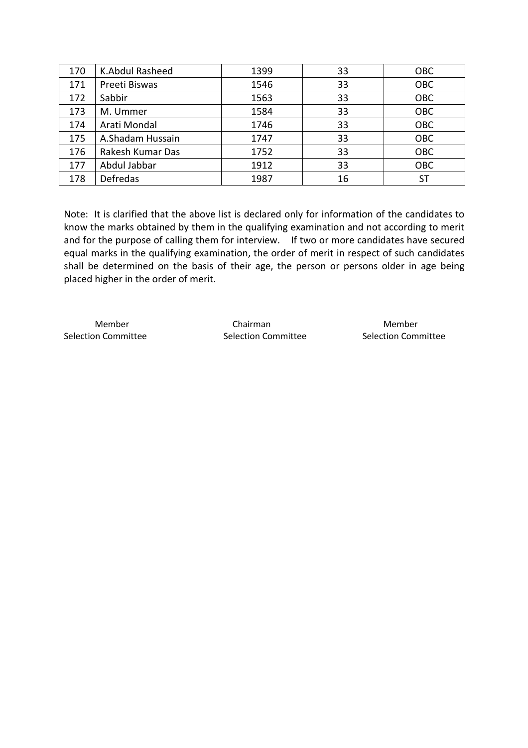| | | | | |
|---|---|---|---|---|
| 170 | K.Abdul Rasheed | 1399 | 33 | OBC |
| 171 | Preeti Biswas | 1546 | 33 | OBC |
| 172 | Sabbir | 1563 | 33 | OBC |
| 173 | M. Ummer | 1584 | 33 | OBC |
| 174 | Arati Mondal | 1746 | 33 | OBC |
| 175 | A.Shadam Hussain | 1747 | 33 | OBC |
| 176 | Rakesh Kumar Das | 1752 | 33 | OBC |
| 177 | Abdul Jabbar | 1912 | 33 | OBC |
| 178 | Defredas | 1987 | 16 | ST |

Note: It is clarified that the above list is declared only for information of the candidates to know the marks obtained by them in the qualifying examination and not according to merit and for the purpose of calling them for interview. If two or more candidates have secured equal marks in the qualifying examination, the order of merit in respect of such candidates shall be determined on the basis of their age, the person or persons older in age being placed higher in the order of merit.

Member
Selection Committee

Chairman
Selection Committee

Member
Selection Committee